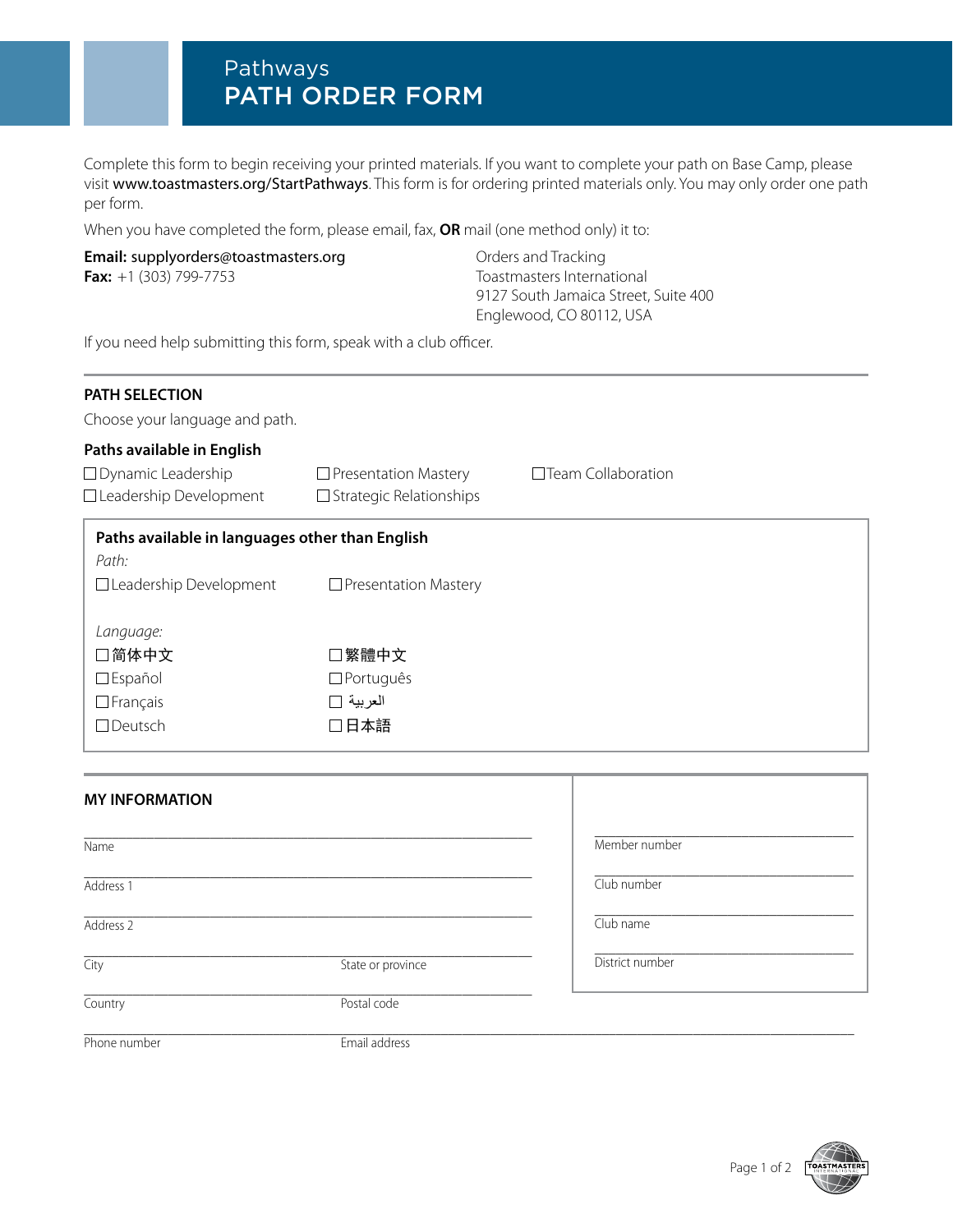Pathways

# PATH ORDER FORM

Complete this form to begin receiving your printed materials. If you want to complete your path on Base Camp, please visit **www.toastmasters.org/StartPathways**. This form is for ordering printed materials only. You may only order one path per form.

When you have completed the form, please email, fax, **OR** mail (one method only) it to:

**Email:** supplyorders@toastmasters.org
**Fax:** +1 (303) 799-7753

Orders and Tracking
Toastmasters International
9127 South Jamaica Street, Suite 400
Englewood, CO 80112, USA

If you need help submitting this form, speak with a club officer.

## PATH SELECTION

Choose your language and path.

### Paths available in English

- ☐ Dynamic Leadership
- ☐ Leadership Development
- ☐ Presentation Mastery
- ☐ Strategic Relationships
- ☐ Team Collaboration

### Paths available in languages other than English

*Path:*

- ☐ Leadership Development
- ☐ Presentation Mastery

*Language:*

- ☐ 简体中文
- ☐ Español
- ☐ Français
- ☐ Deutsch
- ☐ 繁體中文
- ☐ Português
- ☐ العربية
- ☐ 日本語

## MY INFORMATION

Name: ____________________

Address 1: ____________________

Address 2: ____________________

City: ____________________ State or province: ____________________

Country: ____________________ Postal code: ____________________

Phone number: ____________________ Email address: ____________________

Member number: ____________________

Club number: ____________________

Club name: ____________________

District number: ____________________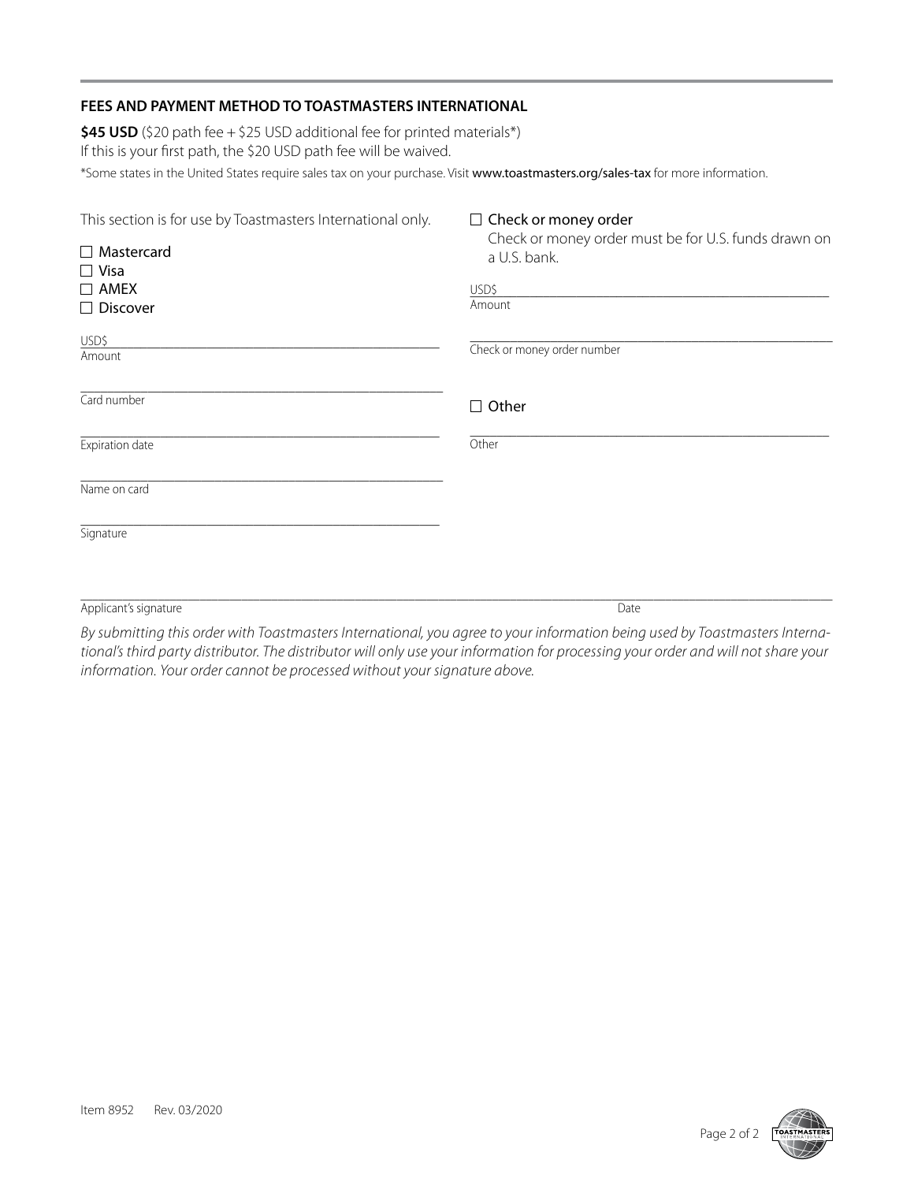## FEES AND PAYMENT METHOD TO TOASTMASTERS INTERNATIONAL

**$45 USD** ($20 path fee + $25 USD additional fee for printed materials*)
If this is your first path, the $20 USD path fee will be waived.

*Some states in the United States require sales tax on your purchase. Visit www.toastmasters.org/sales-tax for more information.

This section is for use by Toastmasters International only.

☐ Mastercard
☐ Visa
☐ AMEX
☐ Discover

USD$ ______________________________
Amount

______________________________
Card number

______________________________
Expiration date

______________________________
Name on card

______________________________
Signature

☐ Check or money order
Check or money order must be for U.S. funds drawn on a U.S. bank.

USD$ ______________________________
Amount

______________________________
Check or money order number

☐ Other

______________________________
Other

______________________________________________________________ ______________
Applicant's signature Date

*By submitting this order with Toastmasters International, you agree to your information being used by Toastmasters International's third party distributor. The distributor will only use your information for processing your order and will not share your information. Your order cannot be processed without your signature above.*

Item 8952 Rev. 03/2020